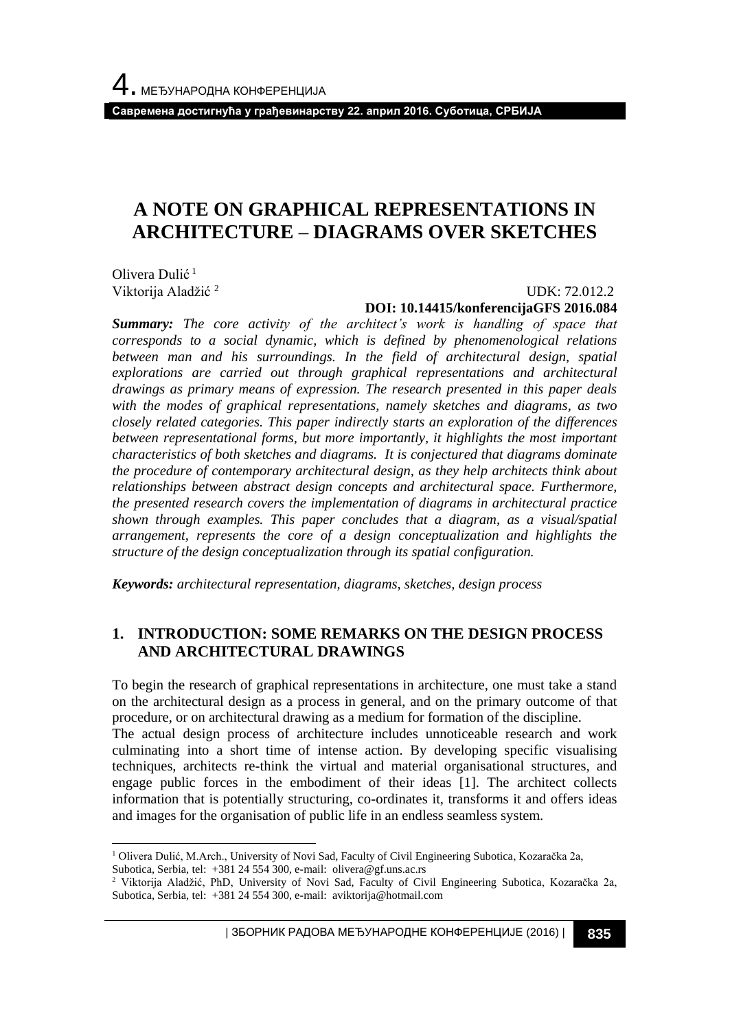# A NOTE ON GRAPHICAL REPRESENTATIONS IN ARCHITECTURE – DIAGRAMS OVER SKETCHES

Olivera Dulić [1]
Viktorija Aladžić [2]

UDK: 72.012.2
**DOI: 10.14415/konferencijaGFS 2016.084**

***Summary:*** *The core activity of the architect's work is handling of space that corresponds to a social dynamic, which is defined by phenomenological relations between man and his surroundings. In the field of architectural design, spatial explorations are carried out through graphical representations and architectural drawings as primary means of expression. The research presented in this paper deals with the modes of graphical representations, namely sketches and diagrams, as two closely related categories. This paper indirectly starts an exploration of the differences between representational forms, but more importantly, it highlights the most important characteristics of both sketches and diagrams. It is conjectured that diagrams dominate the procedure of contemporary architectural design, as they help architects think about relationships between abstract design concepts and architectural space. Furthermore, the presented research covers the implementation of diagrams in architectural practice shown through examples. This paper concludes that a diagram, as a visual/spatial arrangement, represents the core of a design conceptualization and highlights the structure of the design conceptualization through its spatial configuration.*

***Keywords:*** *architectural representation, diagrams, sketches, design process*

## 1. INTRODUCTION: SOME REMARKS ON THE DESIGN PROCESS AND ARCHITECTURAL DRAWINGS

To begin the research of graphical representations in architecture, one must take a stand on the architectural design as a process in general, and on the primary outcome of that procedure, or on architectural drawing as a medium for formation of the discipline.

The actual design process of architecture includes unnoticeable research and work culminating into a short time of intense action. By developing specific visualising techniques, architects re-think the virtual and material organisational structures, and engage public forces in the embodiment of their ideas [1]. The architect collects information that is potentially structuring, co-ordinates it, transforms it and offers ideas and images for the organisation of public life in an endless seamless system.

[1] Olivera Dulić, M.Arch., University of Novi Sad, Faculty of Civil Engineering Subotica, Kozaračka 2a, Subotica, Serbia, tel: +381 24 554 300, e-mail: olivera@gf.uns.ac.rs

[2] Viktorija Aladžić, PhD, University of Novi Sad, Faculty of Civil Engineering Subotica, Kozaračka 2a, Subotica, Serbia, tel: +381 24 554 300, e-mail: aviktorija@hotmail.com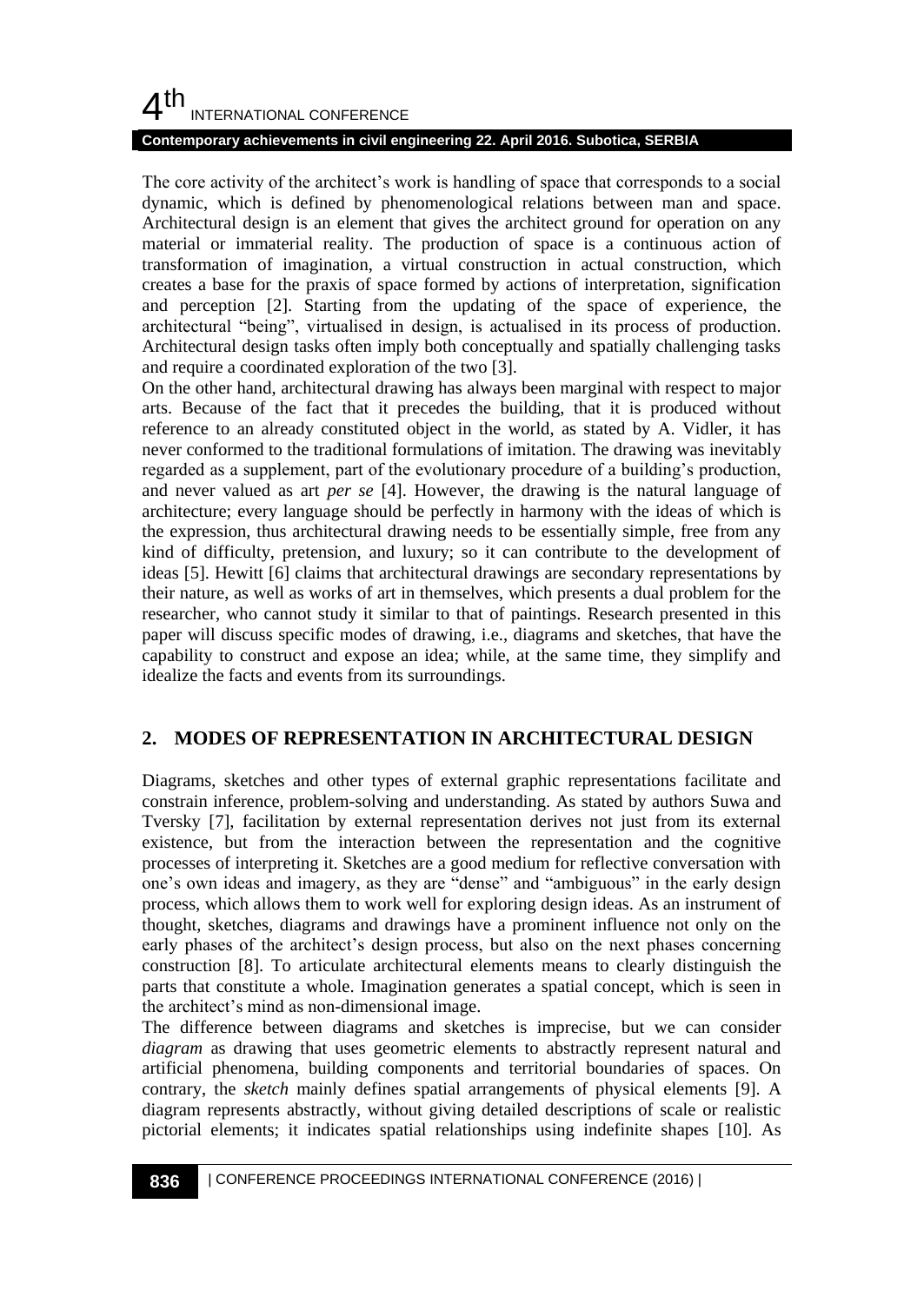The core activity of the architect's work is handling of space that corresponds to a social dynamic, which is defined by phenomenological relations between man and space. Architectural design is an element that gives the architect ground for operation on any material or immaterial reality. The production of space is a continuous action of transformation of imagination, a virtual construction in actual construction, which creates a base for the praxis of space formed by actions of interpretation, signification and perception [2]. Starting from the updating of the space of experience, the architectural "being", virtualised in design, is actualised in its process of production. Architectural design tasks often imply both conceptually and spatially challenging tasks and require a coordinated exploration of the two [3].

On the other hand, architectural drawing has always been marginal with respect to major arts. Because of the fact that it precedes the building, that it is produced without reference to an already constituted object in the world, as stated by A. Vidler, it has never conformed to the traditional formulations of imitation. The drawing was inevitably regarded as a supplement, part of the evolutionary procedure of a building's production, and never valued as art *per se* [4]. However, the drawing is the natural language of architecture; every language should be perfectly in harmony with the ideas of which is the expression, thus architectural drawing needs to be essentially simple, free from any kind of difficulty, pretension, and luxury; so it can contribute to the development of ideas [5]. Hewitt [6] claims that architectural drawings are secondary representations by their nature, as well as works of art in themselves, which presents a dual problem for the researcher, who cannot study it similar to that of paintings. Research presented in this paper will discuss specific modes of drawing, i.e., diagrams and sketches, that have the capability to construct and expose an idea; while, at the same time, they simplify and idealize the facts and events from its surroundings.

## 2. MODES OF REPRESENTATION IN ARCHITECTURAL DESIGN

Diagrams, sketches and other types of external graphic representations facilitate and constrain inference, problem-solving and understanding. As stated by authors Suwa and Tversky [7], facilitation by external representation derives not just from its external existence, but from the interaction between the representation and the cognitive processes of interpreting it. Sketches are a good medium for reflective conversation with one's own ideas and imagery, as they are "dense" and "ambiguous" in the early design process, which allows them to work well for exploring design ideas. As an instrument of thought, sketches, diagrams and drawings have a prominent influence not only on the early phases of the architect's design process, but also on the next phases concerning construction [8]. To articulate architectural elements means to clearly distinguish the parts that constitute a whole. Imagination generates a spatial concept, which is seen in the architect's mind as non-dimensional image.

The difference between diagrams and sketches is imprecise, but we can consider *diagram* as drawing that uses geometric elements to abstractly represent natural and artificial phenomena, building components and territorial boundaries of spaces. On contrary, the *sketch* mainly defines spatial arrangements of physical elements [9]. A diagram represents abstractly, without giving detailed descriptions of scale or realistic pictorial elements; it indicates spatial relationships using indefinite shapes [10]. As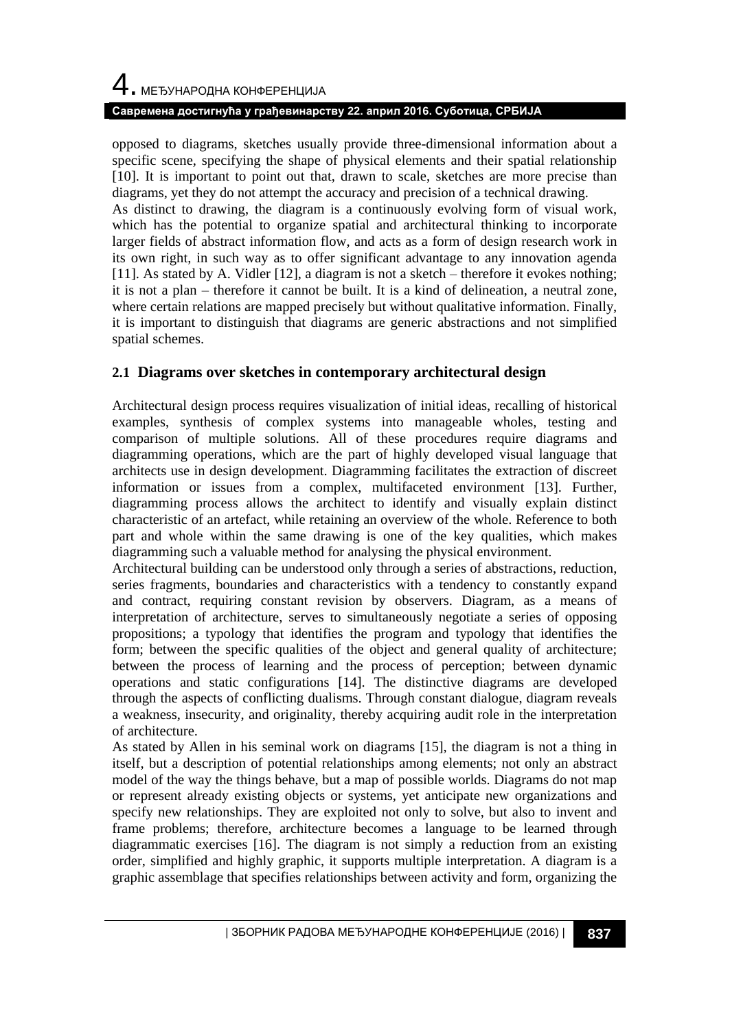opposed to diagrams, sketches usually provide three-dimensional information about a specific scene, specifying the shape of physical elements and their spatial relationship [10]. It is important to point out that, drawn to scale, sketches are more precise than diagrams, yet they do not attempt the accuracy and precision of a technical drawing.

As distinct to drawing, the diagram is a continuously evolving form of visual work, which has the potential to organize spatial and architectural thinking to incorporate larger fields of abstract information flow, and acts as a form of design research work in its own right, in such way as to offer significant advantage to any innovation agenda [11]. As stated by A. Vidler [12], a diagram is not a sketch – therefore it evokes nothing; it is not a plan – therefore it cannot be built. It is a kind of delineation, a neutral zone, where certain relations are mapped precisely but without qualitative information. Finally, it is important to distinguish that diagrams are generic abstractions and not simplified spatial schemes.

### 2.1 Diagrams over sketches in contemporary architectural design

Architectural design process requires visualization of initial ideas, recalling of historical examples, synthesis of complex systems into manageable wholes, testing and comparison of multiple solutions. All of these procedures require diagrams and diagramming operations, which are the part of highly developed visual language that architects use in design development. Diagramming facilitates the extraction of discreet information or issues from a complex, multifaceted environment [13]. Further, diagramming process allows the architect to identify and visually explain distinct characteristic of an artefact, while retaining an overview of the whole. Reference to both part and whole within the same drawing is one of the key qualities, which makes diagramming such a valuable method for analysing the physical environment.

Architectural building can be understood only through a series of abstractions, reduction, series fragments, boundaries and characteristics with a tendency to constantly expand and contract, requiring constant revision by observers. Diagram, as a means of interpretation of architecture, serves to simultaneously negotiate a series of opposing propositions; a typology that identifies the program and typology that identifies the form; between the specific qualities of the object and general quality of architecture; between the process of learning and the process of perception; between dynamic operations and static configurations [14]. The distinctive diagrams are developed through the aspects of conflicting dualisms. Through constant dialogue, diagram reveals a weakness, insecurity, and originality, thereby acquiring audit role in the interpretation of architecture.

As stated by Allen in his seminal work on diagrams [15], the diagram is not a thing in itself, but a description of potential relationships among elements; not only an abstract model of the way the things behave, but a map of possible worlds. Diagrams do not map or represent already existing objects or systems, yet anticipate new organizations and specify new relationships. They are exploited not only to solve, but also to invent and frame problems; therefore, architecture becomes a language to be learned through diagrammatic exercises [16]. The diagram is not simply a reduction from an existing order, simplified and highly graphic, it supports multiple interpretation. A diagram is a graphic assemblage that specifies relationships between activity and form, organizing the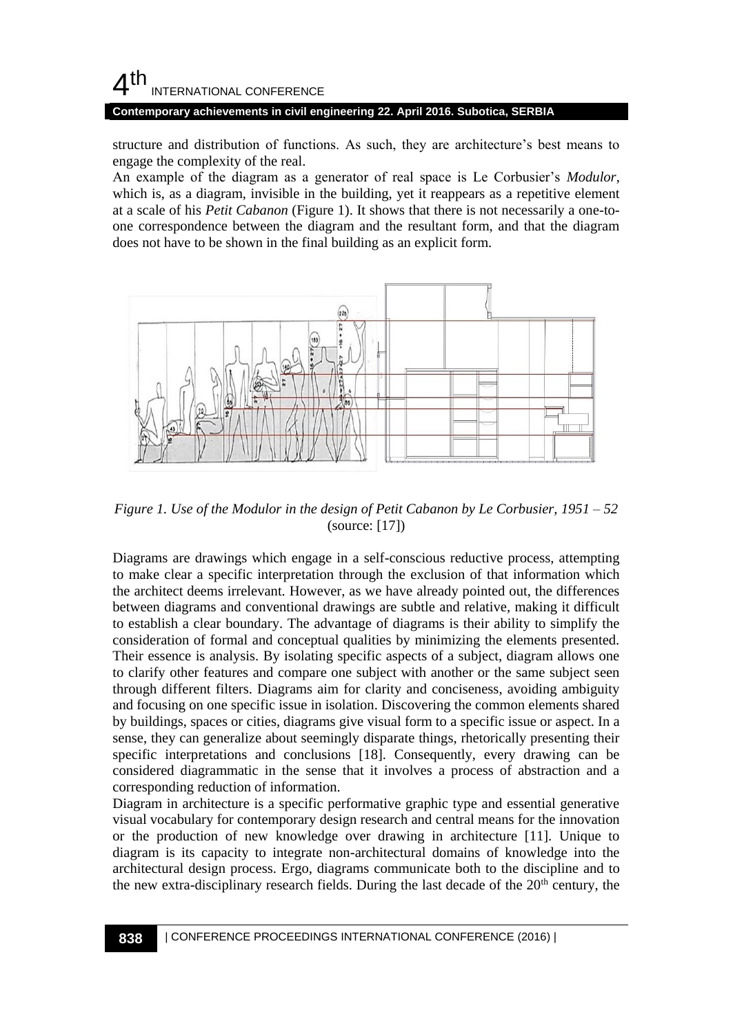structure and distribution of functions. As such, they are architecture's best means to engage the complexity of the real.

An example of the diagram as a generator of real space is Le Corbusier's *Modulor*, which is, as a diagram, invisible in the building, yet it reappears as a repetitive element at a scale of his *Petit Cabanon* (Figure 1). It shows that there is not necessarily a one-to-one correspondence between the diagram and the resultant form, and that the diagram does not have to be shown in the final building as an explicit form.

*Figure 1. Use of the Modulor in the design of Petit Cabanon by Le Corbusier, 1951 – 52* (source: [17])

Diagrams are drawings which engage in a self-conscious reductive process, attempting to make clear a specific interpretation through the exclusion of that information which the architect deems irrelevant. However, as we have already pointed out, the differences between diagrams and conventional drawings are subtle and relative, making it difficult to establish a clear boundary. The advantage of diagrams is their ability to simplify the consideration of formal and conceptual qualities by minimizing the elements presented. Their essence is analysis. By isolating specific aspects of a subject, diagram allows one to clarify other features and compare one subject with another or the same subject seen through different filters. Diagrams aim for clarity and conciseness, avoiding ambiguity and focusing on one specific issue in isolation. Discovering the common elements shared by buildings, spaces or cities, diagrams give visual form to a specific issue or aspect. In a sense, they can generalize about seemingly disparate things, rhetorically presenting their specific interpretations and conclusions [18]. Consequently, every drawing can be considered diagrammatic in the sense that it involves a process of abstraction and a corresponding reduction of information.

Diagram in architecture is a specific performative graphic type and essential generative visual vocabulary for contemporary design research and central means for the innovation or the production of new knowledge over drawing in architecture [11]. Unique to diagram is its capacity to integrate non-architectural domains of knowledge into the architectural design process. Ergo, diagrams communicate both to the discipline and to the new extra-disciplinary research fields. During the last decade of the 20th century, the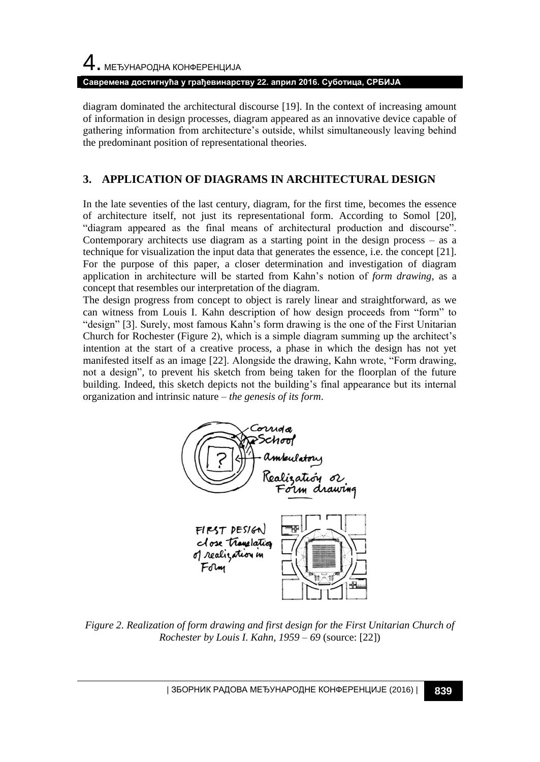diagram dominated the architectural discourse [19]. In the context of increasing amount of information in design processes, diagram appeared as an innovative device capable of gathering information from architecture's outside, whilst simultaneously leaving behind the predominant position of representational theories.

## 3. APPLICATION OF DIAGRAMS IN ARCHITECTURAL DESIGN

In the late seventies of the last century, diagram, for the first time, becomes the essence of architecture itself, not just its representational form. According to Somol [20], "diagram appeared as the final means of architectural production and discourse". Contemporary architects use diagram as a starting point in the design process – as a technique for visualization the input data that generates the essence, i.e. the concept [21]. For the purpose of this paper, a closer determination and investigation of diagram application in architecture will be started from Kahn's notion of *form drawing*, as a concept that resembles our interpretation of the diagram.

The design progress from concept to object is rarely linear and straightforward, as we can witness from Louis I. Kahn description of how design proceeds from "form" to "design" [3]. Surely, most famous Kahn's form drawing is the one of the First Unitarian Church for Rochester (Figure 2), which is a simple diagram summing up the architect's intention at the start of a creative process, a phase in which the design has not yet manifested itself as an image [22]. Alongside the drawing, Kahn wrote, "Form drawing, not a design", to prevent his sketch from being taken for the floorplan of the future building. Indeed, this sketch depicts not the building's final appearance but its internal organization and intrinsic nature – *the genesis of its form*.

*Figure 2. Realization of form drawing and first design for the First Unitarian Church of Rochester by Louis I. Kahn, 1959 – 69* (source: [22])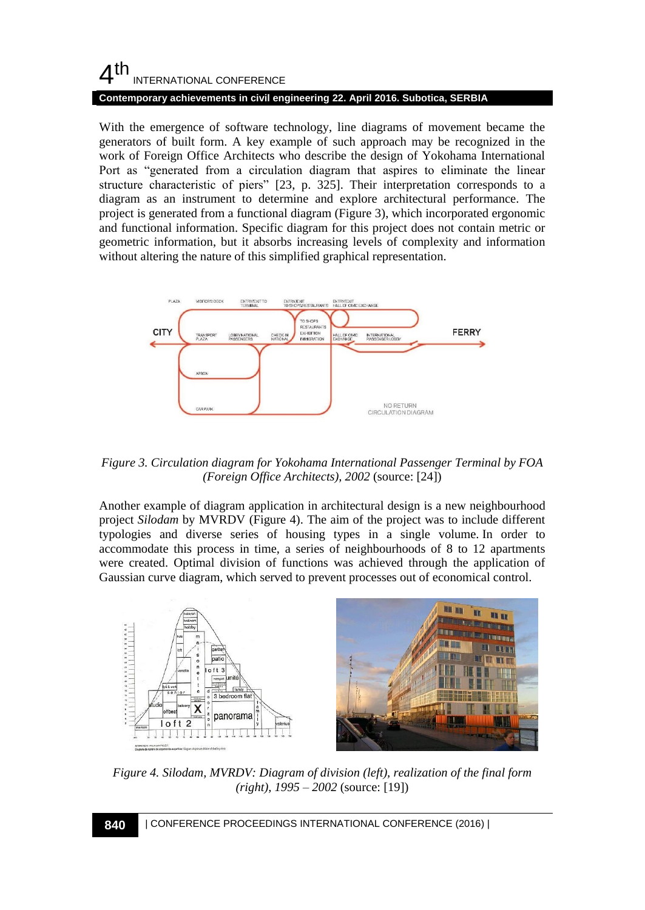With the emergence of software technology, line diagrams of movement became the generators of built form. A key example of such approach may be recognized in the work of Foreign Office Architects who describe the design of Yokohama International Port as "generated from a circulation diagram that aspires to eliminate the linear structure characteristic of piers" [23, p. 325]. Their interpretation corresponds to a diagram as an instrument to determine and explore architectural performance. The project is generated from a functional diagram (Figure 3), which incorporated ergonomic and functional information. Specific diagram for this project does not contain metric or geometric information, but it absorbs increasing levels of complexity and information without altering the nature of this simplified graphical representation.

*Figure 3. Circulation diagram for Yokohama International Passenger Terminal by FOA (Foreign Office Architects), 2002* (source: [24])

Another example of diagram application in architectural design is a new neighbourhood project *Silodam* by MVRDV (Figure 4). The aim of the project was to include different typologies and diverse series of housing types in a single volume. In order to accommodate this process in time, a series of neighbourhoods of 8 to 12 apartments were created. Optimal division of functions was achieved through the application of Gaussian curve diagram, which served to prevent processes out of economical control.

*Figure 4. Silodam, MVRDV: Diagram of division (left), realization of the final form (right), 1995 – 2002* (source: [19])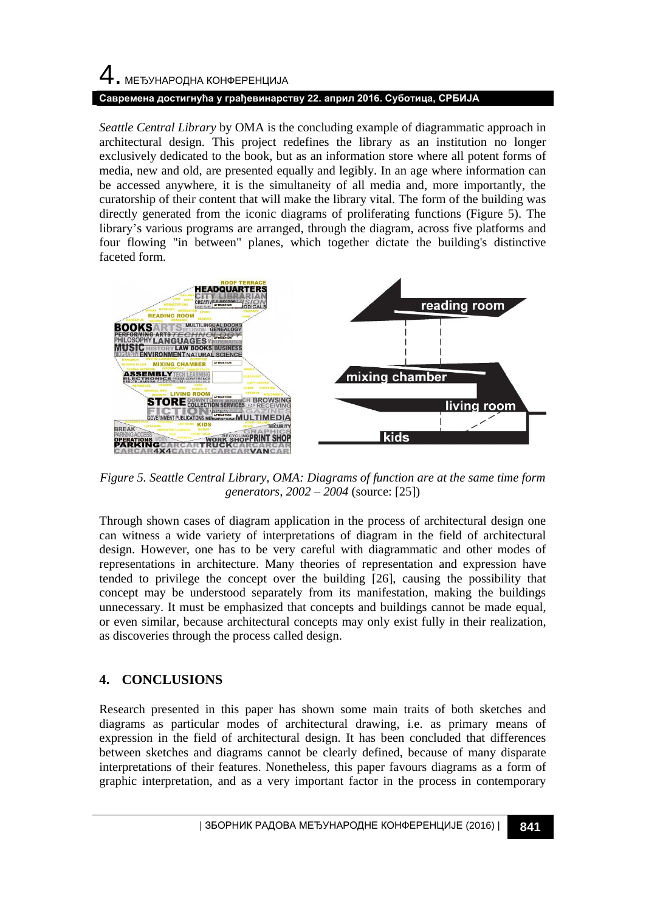*Seattle Central Library* by OMA is the concluding example of diagrammatic approach in architectural design. This project redefines the library as an institution no longer exclusively dedicated to the book, but as an information store where all potent forms of media, new and old, are presented equally and legibly. In an age where information can be accessed anywhere, it is the simultaneity of all media and, more importantly, the curatorship of their content that will make the library vital. The form of the building was directly generated from the iconic diagrams of proliferating functions (Figure 5). The library's various programs are arranged, through the diagram, across five platforms and four flowing "in between" planes, which together dictate the building's distinctive faceted form.

*Figure 5. Seattle Central Library, OMA: Diagrams of function are at the same time form generators, 2002 – 2004* (source: [25])

Through shown cases of diagram application in the process of architectural design one can witness a wide variety of interpretations of diagram in the field of architectural design. However, one has to be very careful with diagrammatic and other modes of representations in architecture. Many theories of representation and expression have tended to privilege the concept over the building [26], causing the possibility that concept may be understood separately from its manifestation, making the buildings unnecessary. It must be emphasized that concepts and buildings cannot be made equal, or even similar, because architectural concepts may only exist fully in their realization, as discoveries through the process called design.

## 4. CONCLUSIONS

Research presented in this paper has shown some main traits of both sketches and diagrams as particular modes of architectural drawing, i.e. as primary means of expression in the field of architectural design. It has been concluded that differences between sketches and diagrams cannot be clearly defined, because of many disparate interpretations of their features. Nonetheless, this paper favours diagrams as a form of graphic interpretation, and as a very important factor in the process in contemporary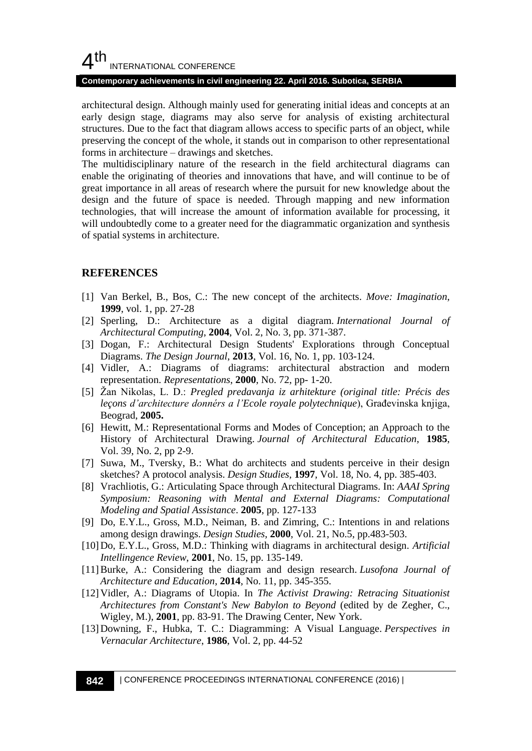architectural design. Although mainly used for generating initial ideas and concepts at an early design stage, diagrams may also serve for analysis of existing architectural structures. Due to the fact that diagram allows access to specific parts of an object, while preserving the concept of the whole, it stands out in comparison to other representational forms in architecture – drawings and sketches.

The multidisciplinary nature of the research in the field architectural diagrams can enable the originating of theories and innovations that have, and will continue to be of great importance in all areas of research where the pursuit for new knowledge about the design and the future of space is needed. Through mapping and new information technologies, that will increase the amount of information available for processing, it will undoubtedly come to a greater need for the diagrammatic organization and synthesis of spatial systems in architecture.

## REFERENCES

[1] Van Berkel, B., Bos, C.: The new concept of the architects. *Move: Imagination*, **1999**, vol. 1, pp. 27-28

[2] Sperling, D.: Architecture as a digital diagram. *International Journal of Architectural Computing*, **2004**, Vol. 2, No. 3, pp. 371-387.

[3] Dogan, F.: Architectural Design Students' Explorations through Conceptual Diagrams. *The Design Journal*, **2013**, Vol. 16, No. 1, pp. 103-124.

[4] Vidler, A.: Diagrams of diagrams: architectural abstraction and modern representation. *Representations*, **2000**, No. 72, pp- 1-20.

[5] Žan Nikolas, L. D.: *Pregled predavanja iz arhitekture (original title: Précis des leçons d'architecture donnérs a l'Ecole royale polytechnique*), Građevinska knjiga, Beograd, **2005.**

[6] Hewitt, M.: Representational Forms and Modes of Conception; an Approach to the History of Architectural Drawing. *Journal of Architectural Education*, **1985**, Vol. 39, No. 2, pp 2-9.

[7] Suwa, M., Tversky, B.: What do architects and students perceive in their design sketches? A protocol analysis. *Design Studies*, **1997**, Vol. 18, No. 4, pp. 385-403.

[8] Vrachliotis, G.: Articulating Space through Architectural Diagrams. In: *AAAI Spring Symposium: Reasoning with Mental and External Diagrams: Computational Modeling and Spatial Assistance*. **2005**, pp. 127-133

[9] Do, E.Y.L., Gross, M.D., Neiman, B. and Zimring, C.: Intentions in and relations among design drawings. *Design Studies*, **2000**, Vol. 21, No.5, pp.483-503.

[10] Do, E.Y.L., Gross, M.D.: Thinking with diagrams in architectural design. *Artificial Intellingence Review*, **2001**, No. 15, pp. 135-149.

[11] Burke, A.: Considering the diagram and design research. *Lusofona Journal of Architecture and Education*, **2014**, No. 11, pp. 345-355.

[12] Vidler, A.: Diagrams of Utopia. In *The Activist Drawing: Retracing Situationist Architectures from Constant's New Babylon to Beyond* (edited by de Zegher, C., Wigley, M.), **2001**, pp. 83-91. The Drawing Center, New York.

[13] Downing, F., Hubka, T. C.: Diagramming: A Visual Language. *Perspectives in Vernacular Architecture*, **1986**, Vol. 2, pp. 44-52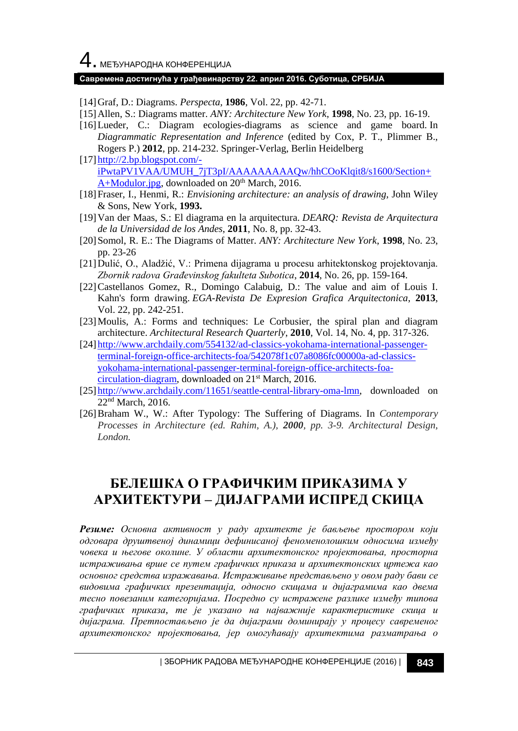[14] Graf, D.: Diagrams. *Perspecta*, **1986**, Vol. 22, pp. 42-71.

[15] Allen, S.: Diagrams matter. *ANY: Architecture New York*, **1998**, No. 23, pp. 16-19.

[16] Lueder, C.: Diagram ecologies-diagrams as science and game board. In *Diagrammatic Representation and Inference* (edited by Cox, P. T., Plimmer B., Rogers P.) **2012**, pp. 214-232. Springer-Verlag, Berlin Heidelberg

[17] http://2.bp.blogspot.com/-iPwtaPV1VAA/UMUH_7jT3pI/AAAAAAAAAQw/hhCOoKlqit8/s1600/Section+A+Modulor.jpg, downloaded on 20th March, 2016.

[18] Fraser, I., Henmi, R.: *Envisioning architecture: an analysis of drawing*, John Wiley & Sons, New York, **1993.**

[19] Van der Maas, S.: El diagrama en la arquitectura. *DEARQ: Revista de Arquitectura de la Universidad de los Andes*, **2011**, No. 8, pp. 32-43.

[20] Somol, R. E.: The Diagrams of Matter. *ANY: Architecture New York*, **1998**, No. 23, pp. 23-26

[21] Dulić, O., Aladžić, V.: Primena dijagrama u procesu arhitektonskog projektovanja. *Zbornik radova Građevinskog fakulteta Subotica*, **2014**, No. 26, pp. 159-164.

[22] Castellanos Gomez, R., Domingo Calabuig, D.: The value and aim of Louis I. Kahn's form drawing. *EGA-Revista De Expresion Grafica Arquitectonica*, **2013**, Vol. 22, pp. 242-251.

[23] Moulis, A.: Forms and techniques: Le Corbusier, the spiral plan and diagram architecture. *Architectural Research Quarterly*, **2010**, Vol. 14, No. 4, pp. 317-326.

[24] http://www.archdaily.com/554132/ad-classics-yokohama-international-passenger-terminal-foreign-office-architects-foa/542078f1c07a8086fc00000a-ad-classics-yokohama-international-passenger-terminal-foreign-office-architects-foa-circulation-diagram, downloaded on 21st March, 2016.

[25] http://www.archdaily.com/11651/seattle-central-library-oma-lmn, downloaded on 22nd March, 2016.

[26] Braham W., W.: After Typology: The Suffering of Diagrams. In *Contemporary Processes in Architecture (ed. Rahim, A.), **2000**, pp. 3-9. Architectural Design, London.*

# БЕЛЕШКА О ГРАФИЧКИМ ПРИКАЗИМА У АРХИТЕКТУРИ – ДИЈАГРАМИ ИСПРЕД СКИЦА

***Резиме:** Основна активност у раду архитекте је бављење простором који одговара друштвеној динамици дефинисаној феноменолошким односима између човека и његове околине. У области архитектонског пројектовања, просторна истраживања врше се путем графичких приказа и архитектонских цртежа као основног средства изражавања. Истраживање представљено у овом раду бави се видовима графичких презентација, односно скицама и дијаграмима као двема тесно повезаним категоријама. Посредно су истражене разлике између типова графичких приказа, те је указано на најважније карактеристике скица и дијаграма. Претпостављено је да дијаграми доминирају у процесу савременог архитектонског пројектовања, јер омогућавају архитектима разматрања о*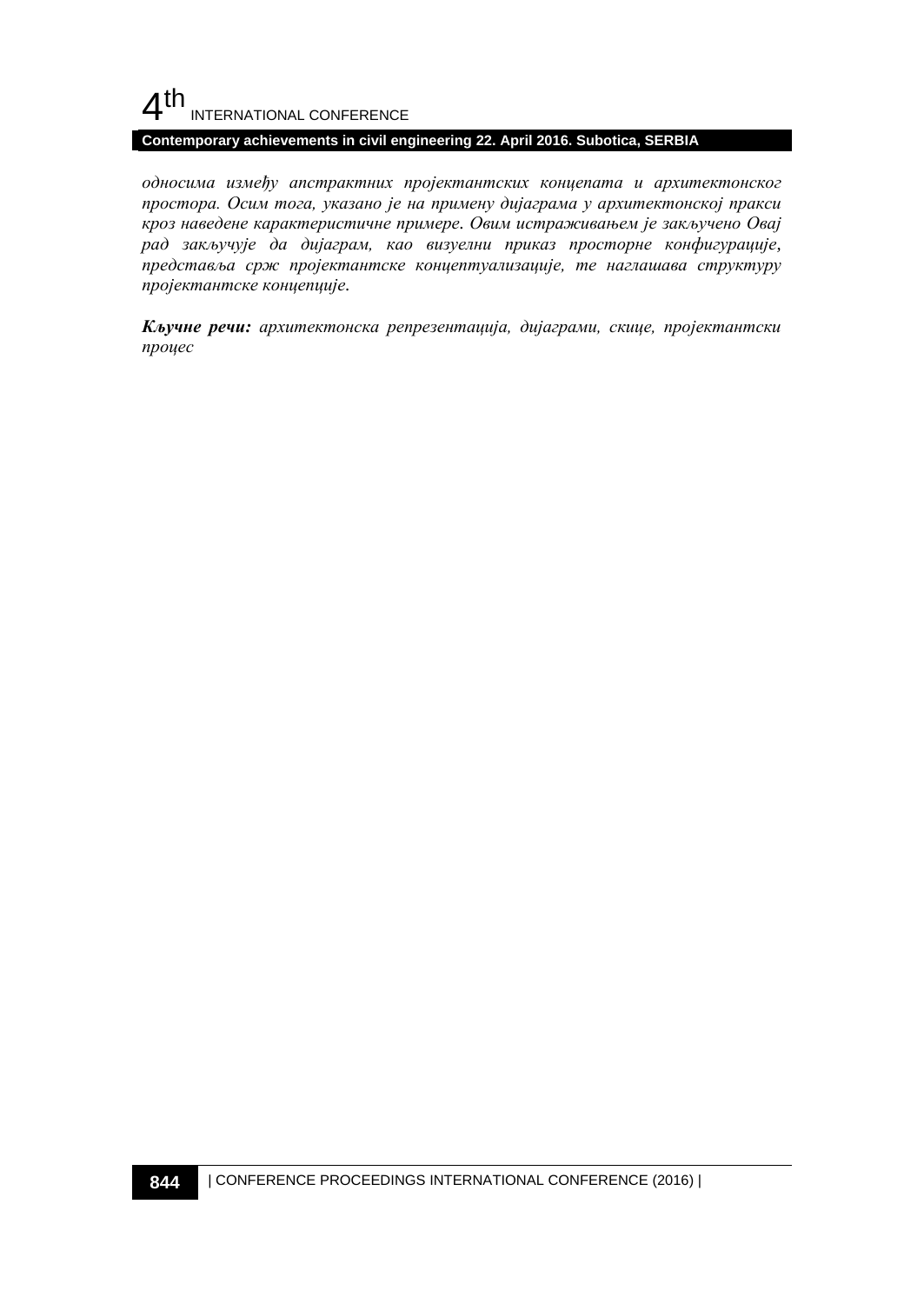*односима између апстрактних пројектантских концепата и архитектонског простора. Осим тога, указано је на примену дијаграма у архитектонској пракси кроз наведене карактеристичне примере. Овим истраживањем је закључено Овај рад закључује да дијаграм, као визуелни приказ просторне конфигурације, представља срж пројектантске концептуализације, те наглашава структуру пројектантске концепције.*

***Кључне речи:*** *архитектонска репрезентација, дијаграми, скице, пројектантски процес*